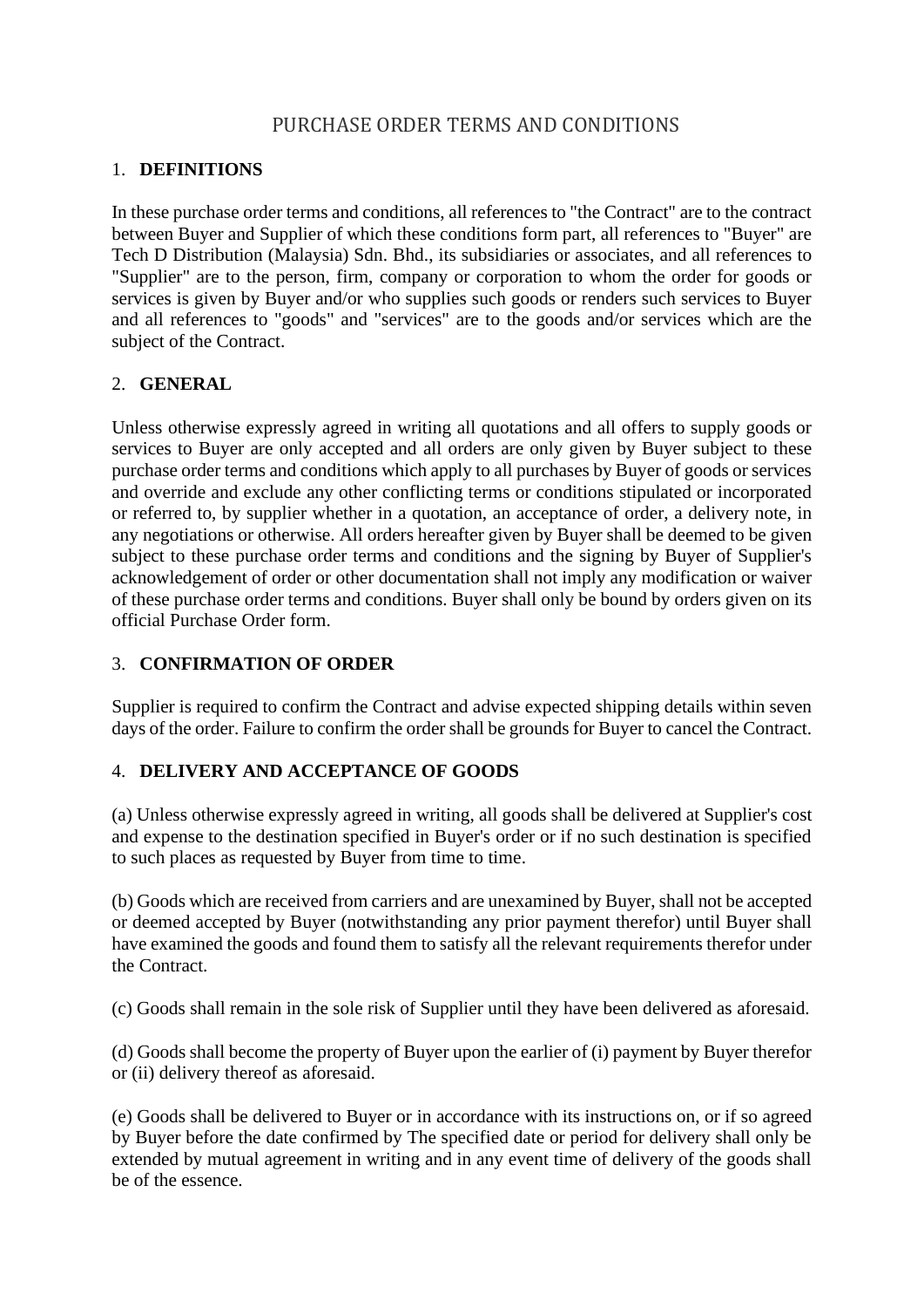# PURCHASE ORDER TERMS AND CONDITIONS

## 1. DEFINITIONS

In these purchase order terms and conditions, all references to "the Contract" are to the contract between Buyer and Supplier of which these conditions form part, all references to "Buyer" are Tech D Distribution (Malaysia) Sdn. Bhd., its subsidiaries or associates, and all references to "Supplier" are to the person, firm, company or corporation to whom the order for goods or services is given by Buyer and/or who supplies such goods or renders such services to Buyer and all references to "goods" and "services" are to the goods and/or services which are the subject of the Contract.

## 2. GENERAL

Unless otherwise expressly agreed in writing all quotations and all offers to supply goods or services to Buyer are only accepted and all orders are only given by Buyer subject to these purchase order terms and conditions which apply to all purchases by Buyer of goods or services and override and exclude any other conflicting terms or conditions stipulated or incorporated or referred to, by supplier whether in a quotation, an acceptance of order, a delivery note, in any negotiations or otherwise. All orders hereafter given by Buyer shall be deemed to be given subject to these purchase order terms and conditions and the signing by Buyer of Supplier's acknowledgement of order or other documentation shall not imply any modification or waiver of these purchase order terms and conditions. Buyer shall only be bound by orders given on its official Purchase Order form.

## 3. CONFIRMATION OF ORDER

Supplier is required to confirm the Contract and advise expected shipping details within seven days of the order. Failure to confirm the order shall be grounds for Buyer to cancel the Contract.

## 4. DELIVERY AND ACCEPTANCE OF GOODS

(a) Unless otherwise expressly agreed in writing, all goods shall be delivered at Supplier's cost and expense to the destination specified in Buyer's order or if no such destination is specified to such places as requested by Buyer from time to time.

(b) Goods which are received from carriers and are unexamined by Buyer, shall not be accepted or deemed accepted by Buyer (notwithstanding any prior payment therefor) until Buyer shall have examined the goods and found them to satisfy all the relevant requirements therefor under the Contract.

(c) Goods shall remain in the sole risk of Supplier until they have been delivered as aforesaid.

(d) Goods shall become the property of Buyer upon the earlier of (i) payment by Buyer therefor or (ii) delivery thereof as aforesaid.

(e) Goods shall be delivered to Buyer or in accordance with its instructions on, or if so agreed by Buyer before the date confirmed by The specified date or period for delivery shall only be extended by mutual agreement in writing and in any event time of delivery of the goods shall be of the essence.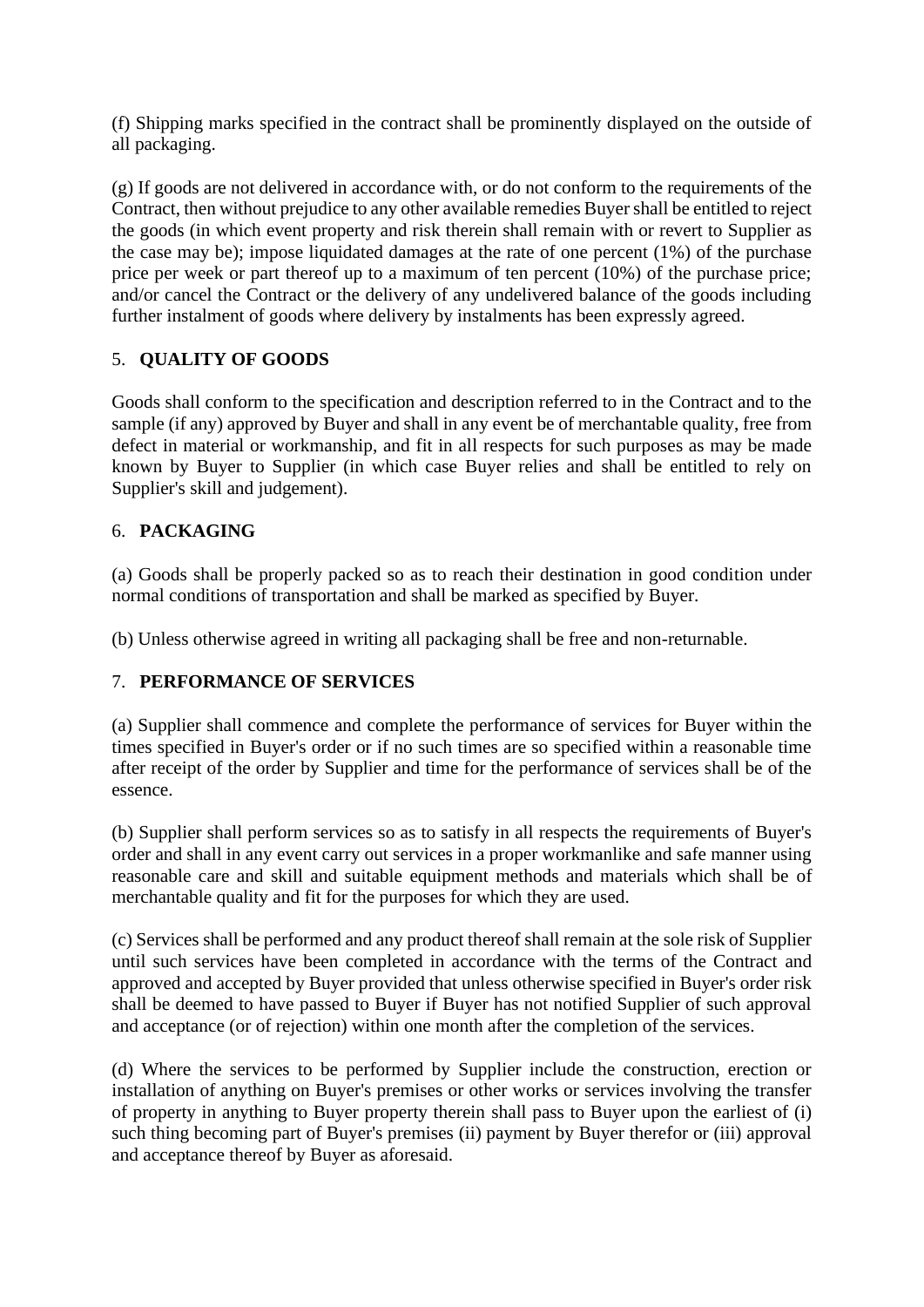(f) Shipping marks specified in the contract shall be prominently displayed on the outside of all packaging.

(g) If goods are not delivered in accordance with, or do not conform to the requirements of the Contract, then without prejudice to any other available remedies Buyer shall be entitled to reject the goods (in which event property and risk therein shall remain with or revert to Supplier as the case may be); impose liquidated damages at the rate of one percent (1%) of the purchase price per week or part thereof up to a maximum of ten percent (10%) of the purchase price; and/or cancel the Contract or the delivery of any undelivered balance of the goods including further instalment of goods where delivery by instalments has been expressly agreed.

## 5. QUALITY OF GOODS

Goods shall conform to the specification and description referred to in the Contract and to the sample (if any) approved by Buyer and shall in any event be of merchantable quality, free from defect in material or workmanship, and fit in all respects for such purposes as may be made known by Buyer to Supplier (in which case Buyer relies and shall be entitled to rely on Supplier's skill and judgement).

## 6. PACKAGING

(a) Goods shall be properly packed so as to reach their destination in good condition under normal conditions of transportation and shall be marked as specified by Buyer.

(b) Unless otherwise agreed in writing all packaging shall be free and non-returnable.

## 7. PERFORMANCE OF SERVICES

(a) Supplier shall commence and complete the performance of services for Buyer within the times specified in Buyer's order or if no such times are so specified within a reasonable time after receipt of the order by Supplier and time for the performance of services shall be of the essence.

(b) Supplier shall perform services so as to satisfy in all respects the requirements of Buyer's order and shall in any event carry out services in a proper workmanlike and safe manner using reasonable care and skill and suitable equipment methods and materials which shall be of merchantable quality and fit for the purposes for which they are used.

(c) Services shall be performed and any product thereof shall remain at the sole risk of Supplier until such services have been completed in accordance with the terms of the Contract and approved and accepted by Buyer provided that unless otherwise specified in Buyer's order risk shall be deemed to have passed to Buyer if Buyer has not notified Supplier of such approval and acceptance (or of rejection) within one month after the completion of the services.

(d) Where the services to be performed by Supplier include the construction, erection or installation of anything on Buyer's premises or other works or services involving the transfer of property in anything to Buyer property therein shall pass to Buyer upon the earliest of (i) such thing becoming part of Buyer's premises (ii) payment by Buyer therefor or (iii) approval and acceptance thereof by Buyer as aforesaid.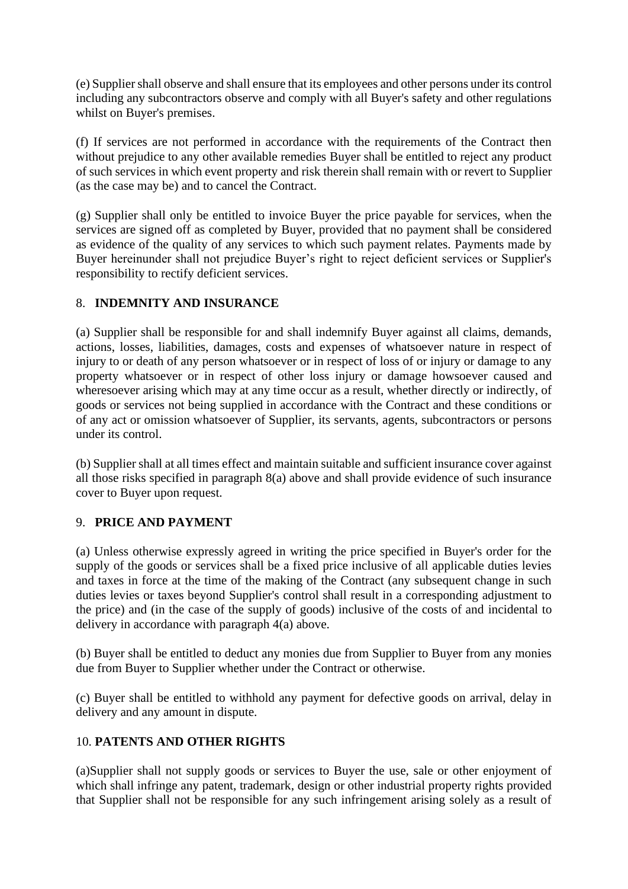(e) Supplier shall observe and shall ensure that its employees and other persons under its control including any subcontractors observe and comply with all Buyer's safety and other regulations whilst on Buyer's premises.

(f) If services are not performed in accordance with the requirements of the Contract then without prejudice to any other available remedies Buyer shall be entitled to reject any product of such services in which event property and risk therein shall remain with or revert to Supplier (as the case may be) and to cancel the Contract.

(g) Supplier shall only be entitled to invoice Buyer the price payable for services, when the services are signed off as completed by Buyer, provided that no payment shall be considered as evidence of the quality of any services to which such payment relates. Payments made by Buyer hereinunder shall not prejudice Buyer's right to reject deficient services or Supplier's responsibility to rectify deficient services.

## 8. **INDEMNITY AND INSURANCE**

(a) Supplier shall be responsible for and shall indemnify Buyer against all claims, demands, actions, losses, liabilities, damages, costs and expenses of whatsoever nature in respect of injury to or death of any person whatsoever or in respect of loss of or injury or damage to any property whatsoever or in respect of other loss injury or damage howsoever caused and wheresoever arising which may at any time occur as a result, whether directly or indirectly, of goods or services not being supplied in accordance with the Contract and these conditions or of any act or omission whatsoever of Supplier, its servants, agents, subcontractors or persons under its control.

(b) Supplier shall at all times effect and maintain suitable and sufficient insurance cover against all those risks specified in paragraph 8(a) above and shall provide evidence of such insurance cover to Buyer upon request.

## 9. **PRICE AND PAYMENT**

(a) Unless otherwise expressly agreed in writing the price specified in Buyer's order for the supply of the goods or services shall be a fixed price inclusive of all applicable duties levies and taxes in force at the time of the making of the Contract (any subsequent change in such duties levies or taxes beyond Supplier's control shall result in a corresponding adjustment to the price) and (in the case of the supply of goods) inclusive of the costs of and incidental to delivery in accordance with paragraph 4(a) above.

(b) Buyer shall be entitled to deduct any monies due from Supplier to Buyer from any monies due from Buyer to Supplier whether under the Contract or otherwise.

(c) Buyer shall be entitled to withhold any payment for defective goods on arrival, delay in delivery and any amount in dispute.

## 10. **PATENTS AND OTHER RIGHTS**

(a)Supplier shall not supply goods or services to Buyer the use, sale or other enjoyment of which shall infringe any patent, trademark, design or other industrial property rights provided that Supplier shall not be responsible for any such infringement arising solely as a result of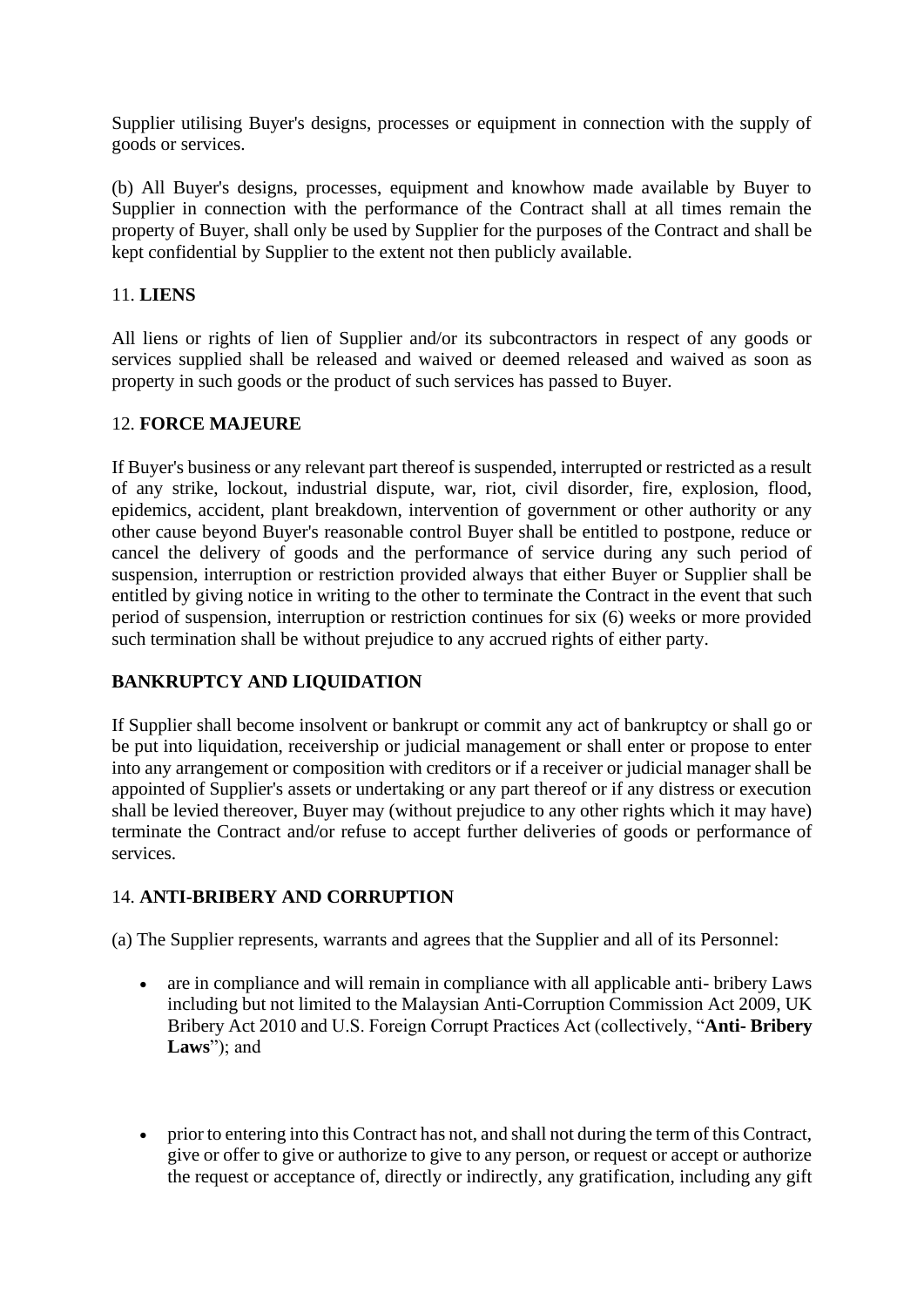Supplier utilising Buyer's designs, processes or equipment in connection with the supply of goods or services.

(b) All Buyer's designs, processes, equipment and knowhow made available by Buyer to Supplier in connection with the performance of the Contract shall at all times remain the property of Buyer, shall only be used by Supplier for the purposes of the Contract and shall be kept confidential by Supplier to the extent not then publicly available.

## 11. LIENS

All liens or rights of lien of Supplier and/or its subcontractors in respect of any goods or services supplied shall be released and waived or deemed released and waived as soon as property in such goods or the product of such services has passed to Buyer.

## 12. FORCE MAJEURE

If Buyer's business or any relevant part thereof is suspended, interrupted or restricted as a result of any strike, lockout, industrial dispute, war, riot, civil disorder, fire, explosion, flood, epidemics, accident, plant breakdown, intervention of government or other authority or any other cause beyond Buyer's reasonable control Buyer shall be entitled to postpone, reduce or cancel the delivery of goods and the performance of service during any such period of suspension, interruption or restriction provided always that either Buyer or Supplier shall be entitled by giving notice in writing to the other to terminate the Contract in the event that such period of suspension, interruption or restriction continues for six (6) weeks or more provided such termination shall be without prejudice to any accrued rights of either party.

## BANKRUPTCY AND LIQUIDATION

If Supplier shall become insolvent or bankrupt or commit any act of bankruptcy or shall go or be put into liquidation, receivership or judicial management or shall enter or propose to enter into any arrangement or composition with creditors or if a receiver or judicial manager shall be appointed of Supplier's assets or undertaking or any part thereof or if any distress or execution shall be levied thereover, Buyer may (without prejudice to any other rights which it may have) terminate the Contract and/or refuse to accept further deliveries of goods or performance of services.

## 14. ANTI-BRIBERY AND CORRUPTION

(a) The Supplier represents, warrants and agrees that the Supplier and all of its Personnel:

- are in compliance and will remain in compliance with all applicable anti- bribery Laws including but not limited to the Malaysian Anti-Corruption Commission Act 2009, UK Bribery Act 2010 and U.S. Foreign Corrupt Practices Act (collectively, "**Anti- Bribery Laws**"); and

- prior to entering into this Contract has not, and shall not during the term of this Contract, give or offer to give or authorize to give to any person, or request or accept or authorize the request or acceptance of, directly or indirectly, any gratification, including any gift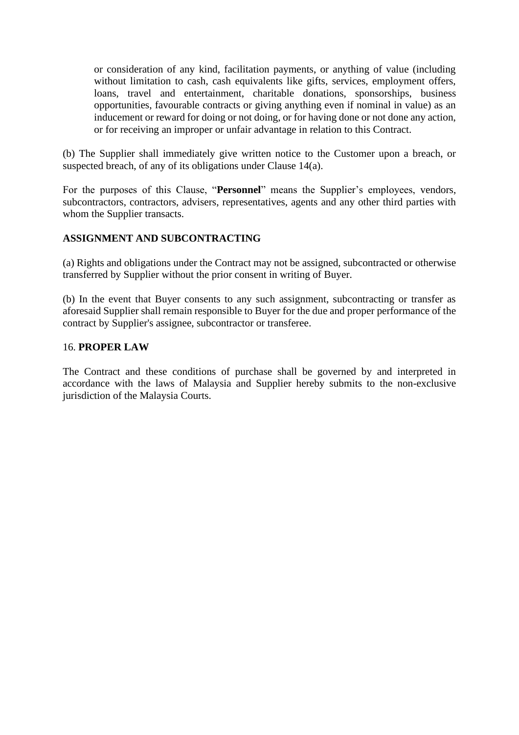or consideration of any kind, facilitation payments, or anything of value (including without limitation to cash, cash equivalents like gifts, services, employment offers, loans, travel and entertainment, charitable donations, sponsorships, business opportunities, favourable contracts or giving anything even if nominal in value) as an inducement or reward for doing or not doing, or for having done or not done any action, or for receiving an improper or unfair advantage in relation to this Contract.

(b) The Supplier shall immediately give written notice to the Customer upon a breach, or suspected breach, of any of its obligations under Clause 14(a).

For the purposes of this Clause, "**Personnel**" means the Supplier's employees, vendors, subcontractors, contractors, advisers, representatives, agents and any other third parties with whom the Supplier transacts.

**ASSIGNMENT AND SUBCONTRACTING**

(a) Rights and obligations under the Contract may not be assigned, subcontracted or otherwise transferred by Supplier without the prior consent in writing of Buyer.

(b) In the event that Buyer consents to any such assignment, subcontracting or transfer as aforesaid Supplier shall remain responsible to Buyer for the due and proper performance of the contract by Supplier's assignee, subcontractor or transferee.

16. **PROPER LAW**

The Contract and these conditions of purchase shall be governed by and interpreted in accordance with the laws of Malaysia and Supplier hereby submits to the non-exclusive jurisdiction of the Malaysia Courts.